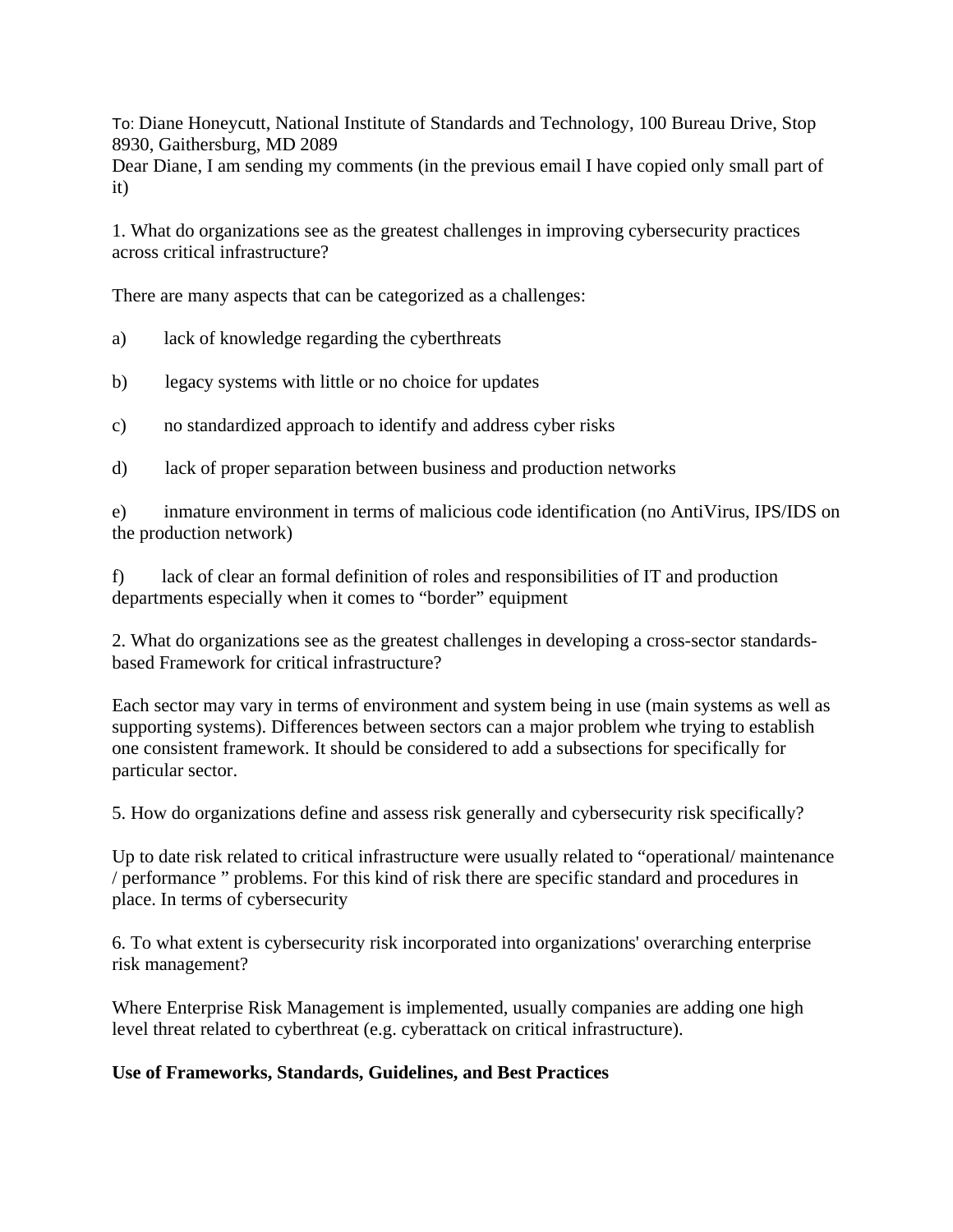To: Diane Honeycutt, National Institute of Standards and Technology, 100 Bureau Drive, Stop 8930, Gaithersburg, MD 2089

Dear Diane, I am sending my comments (in the previous email I have copied only small part of it)

1. What do organizations see as the greatest challenges in improving cybersecurity practices across critical infrastructure?

There are many aspects that can be categorized as a challenges:

a) lack of knowledge regarding the cyberthreats

b) legacy systems with little or no choice for updates

c) no standardized approach to identify and address cyber risks

d) lack of proper separation between business and production networks

e) inmature environment in terms of malicious code identification (no AntiVirus, IPS/IDS on the production network)

f) lack of clear an formal definition of roles and responsibilities of IT and production departments especially when it comes to "border" equipment

2. What do organizations see as the greatest challenges in developing a cross-sector standards-based Framework for critical infrastructure?

Each sector may vary in terms of environment and system being in use (main systems as well as supporting systems). Differences between sectors can a major problem whe trying to establish one consistent framework. It should be considered to add a subsections for specifically for particular sector.

5. How do organizations define and assess risk generally and cybersecurity risk specifically?

Up to date risk related to critical infrastructure were usually related to "operational/ maintenance / performance " problems. For this kind of risk there are specific standard and procedures in place. In terms of cybersecurity

6. To what extent is cybersecurity risk incorporated into organizations' overarching enterprise risk management?

Where Enterprise Risk Management is implemented, usually companies are adding one high level threat related to cyberthreat (e.g. cyberattack on critical infrastructure).

**Use of Frameworks, Standards, Guidelines, and Best Practices**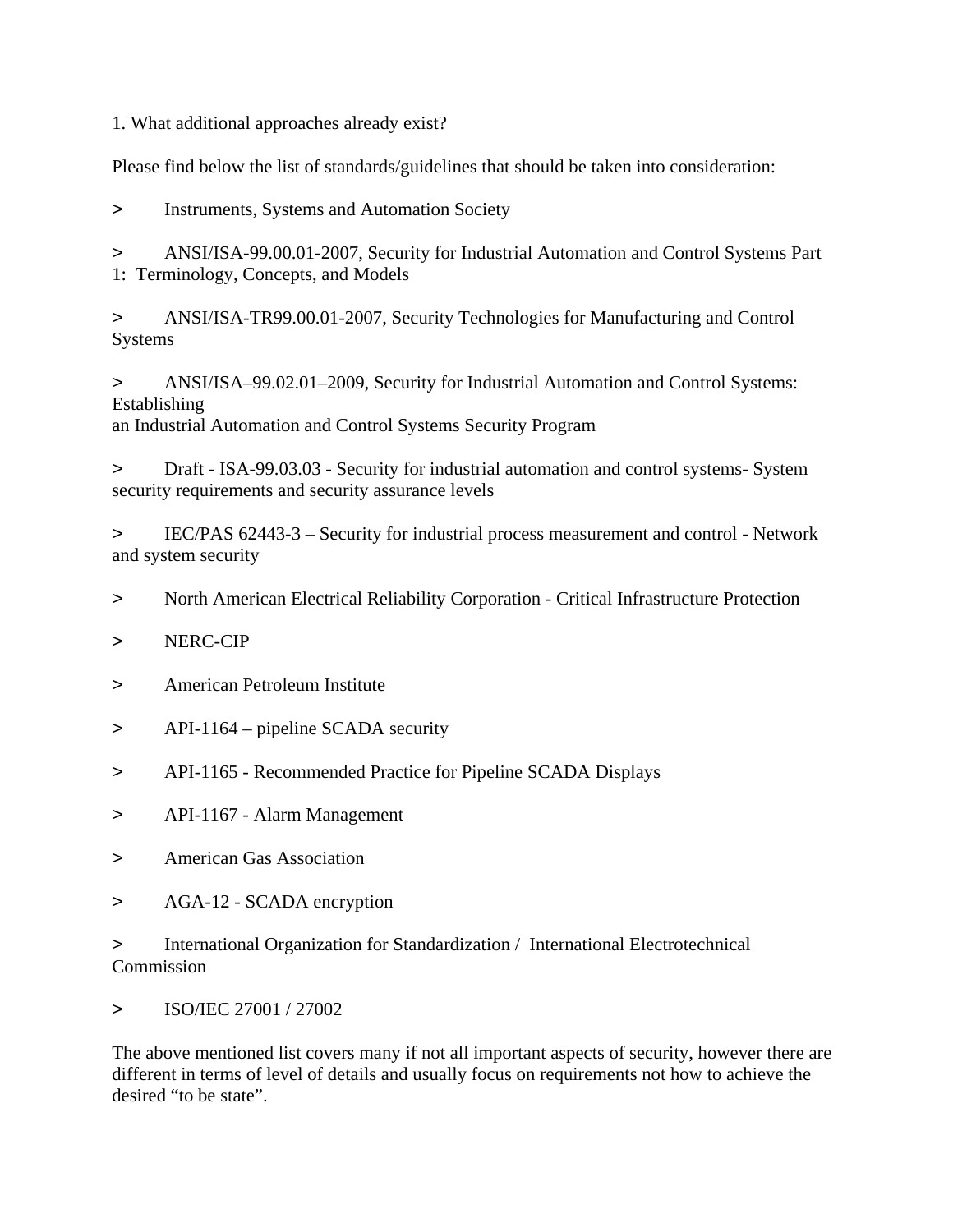1. What additional approaches already exist?

Please find below the list of standards/guidelines that should be taken into consideration:

> Instruments, Systems and Automation Society

> ANSI/ISA-99.00.01-2007, Security for Industrial Automation and Control Systems Part 1: Terminology, Concepts, and Models

> ANSI/ISA-TR99.00.01-2007, Security Technologies for Manufacturing and Control Systems

> ANSI/ISA–99.02.01–2009, Security for Industrial Automation and Control Systems: Establishing an Industrial Automation and Control Systems Security Program

> Draft - ISA-99.03.03 - Security for industrial automation and control systems- System security requirements and security assurance levels

> IEC/PAS 62443-3 – Security for industrial process measurement and control - Network and system security

> North American Electrical Reliability Corporation - Critical Infrastructure Protection

> NERC-CIP

> American Petroleum Institute

> API-1164 – pipeline SCADA security

> API-1165 - Recommended Practice for Pipeline SCADA Displays

> API-1167 - Alarm Management

> American Gas Association

> AGA-12 - SCADA encryption

> International Organization for Standardization / International Electrotechnical Commission

> ISO/IEC 27001 / 27002

The above mentioned list covers many if not all important aspects of security, however there are different in terms of level of details and usually focus on requirements not how to achieve the desired “to be state”.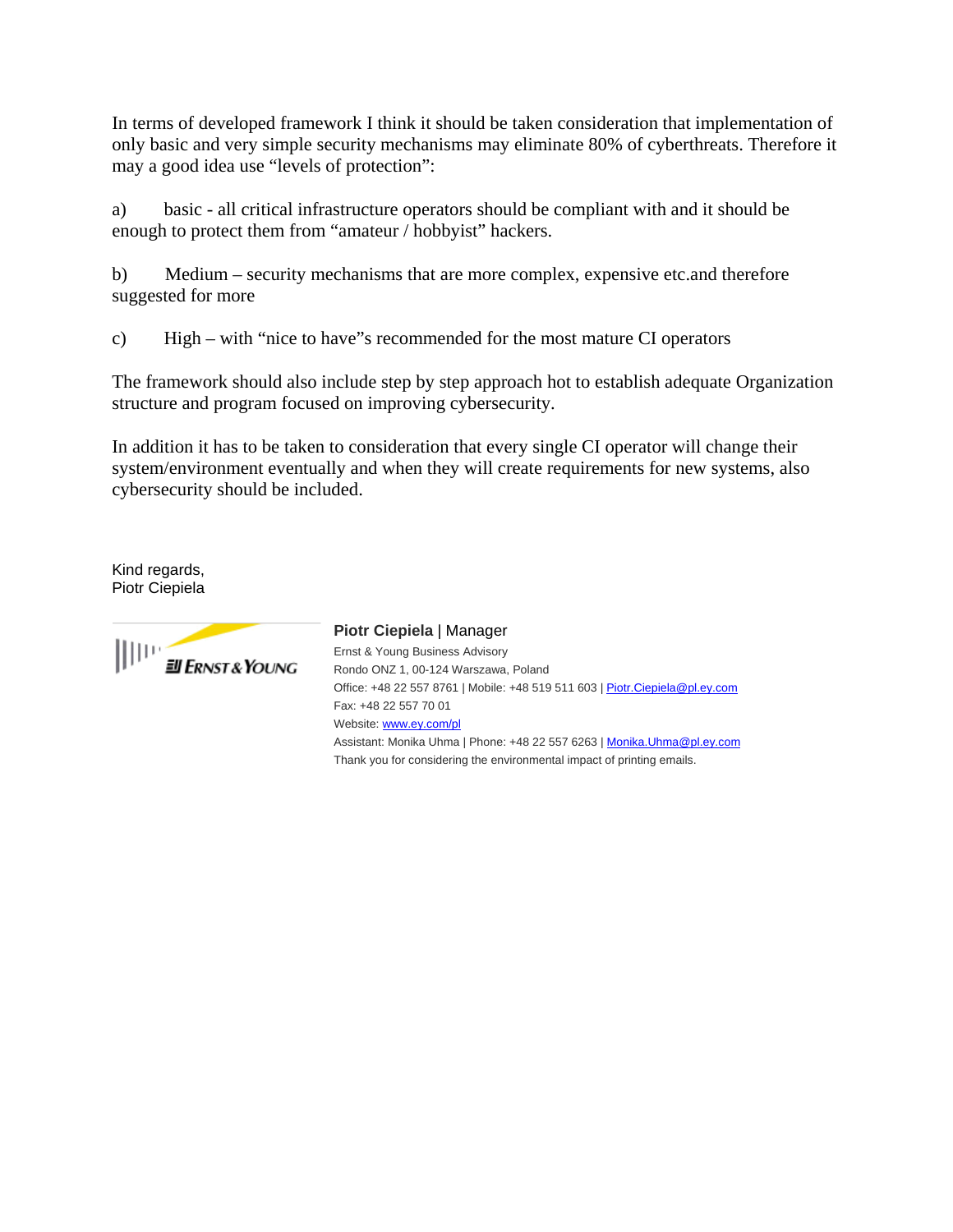In terms of developed framework I think it should be taken consideration that implementation of only basic and very simple security mechanisms may eliminate 80% of cyberthreats. Therefore it may a good idea use "levels of protection":

a) basic - all critical infrastructure operators should be compliant with and it should be enough to protect them from "amateur / hobbyist" hackers.

b) Medium – security mechanisms that are more complex, expensive etc.and therefore suggested for more

c) High – with "nice to have"s recommended for the most mature CI operators

The framework should also include step by step approach hot to establish adequate Organization structure and program focused on improving cybersecurity.

In addition it has to be taken to consideration that every single CI operator will change their system/environment eventually and when they will create requirements for new systems, also cybersecurity should be included.

Kind regards,
Piotr Ciepiela

ERNST & YOUNG

**Piotr Ciepiela** | Manager
Ernst & Young Business Advisory
Rondo ONZ 1, 00-124 Warszawa, Poland
Office: +48 22 557 8761 | Mobile: +48 519 511 603 | Piotr.Ciepiela@pl.ey.com
Fax: +48 22 557 70 01
Website: www.ey.com/pl
Assistant: Monika Uhma | Phone: +48 22 557 6263 | Monika.Uhma@pl.ey.com
Thank you for considering the environmental impact of printing emails.